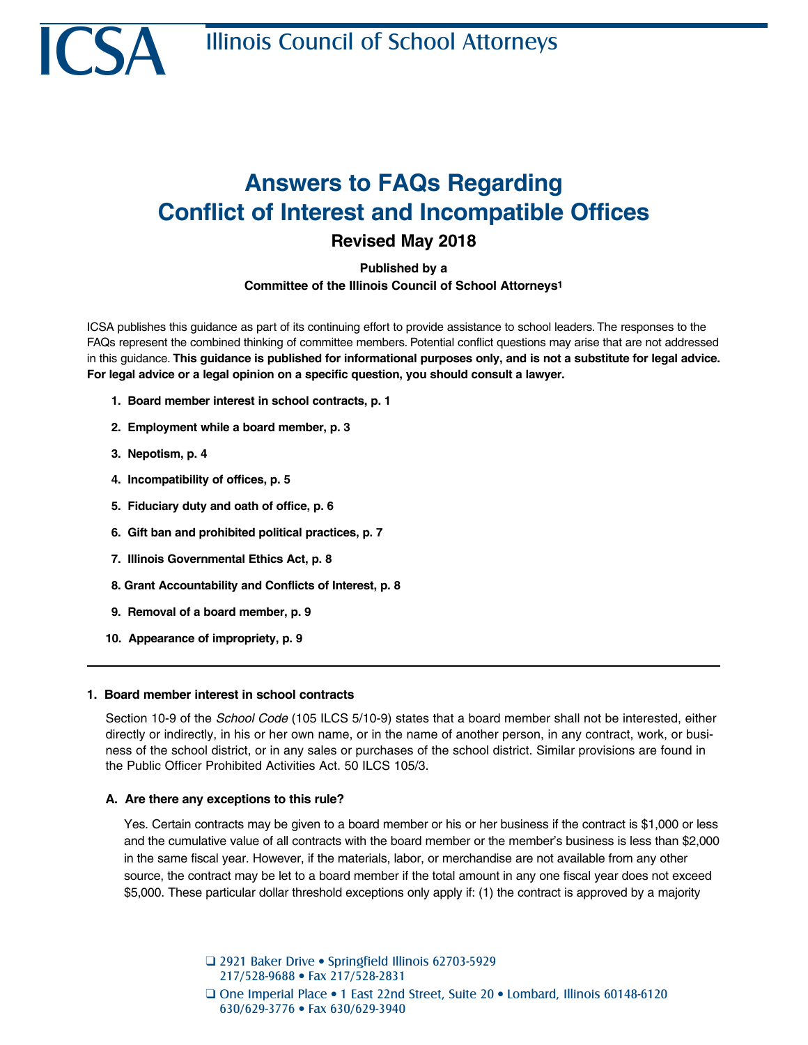ICSA Illinois Council of School Attorneys

# Answers to FAQs Regarding Conflict of Interest and Incompatible Offices

## Revised May 2018

**Published by a Committee of the Illinois Council of School Attorneys[1]**

ICSA publishes this guidance as part of its continuing effort to provide assistance to school leaders. The responses to the FAQs represent the combined thinking of committee members. Potential conflict questions may arise that are not addressed in this guidance. **This guidance is published for informational purposes only, and is not a substitute for legal advice. For legal advice or a legal opinion on a specific question, you should consult a lawyer.**

1. **Board member interest in school contracts, p. 1**
2. **Employment while a board member, p. 3**
3. **Nepotism, p. 4**
4. **Incompatibility of offices, p. 5**
5. **Fiduciary duty and oath of office, p. 6**
6. **Gift ban and prohibited political practices, p. 7**
7. **Illinois Governmental Ethics Act, p. 8**
8. **Grant Accountability and Conflicts of Interest, p. 8**
9. **Removal of a board member, p. 9**
10. **Appearance of impropriety, p. 9**

---

### 1. Board member interest in school contracts

Section 10-9 of the *School Code* (105 ILCS 5/10-9) states that a board member shall not be interested, either directly or indirectly, in his or her own name, or in the name of another person, in any contract, work, or business of the school district, or in any sales or purchases of the school district. Similar provisions are found in the Public Officer Prohibited Activities Act. 50 ILCS 105/3.

#### A. Are there any exceptions to this rule?

Yes. Certain contracts may be given to a board member or his or her business if the contract is $1,000 or less and the cumulative value of all contracts with the board member or the member's business is less than $2,000 in the same fiscal year. However, if the materials, labor, or merchandise are not available from any other source, the contract may be let to a board member if the total amount in any one fiscal year does not exceed $5,000. These particular dollar threshold exceptions only apply if: (1) the contract is approved by a majority

2921 Baker Drive • Springfield Illinois 62703-5929
217/528-9688 • Fax 217/528-2831

One Imperial Place • 1 East 22nd Street, Suite 20 • Lombard, Illinois 60148-6120
630/629-3776 • Fax 630/629-3940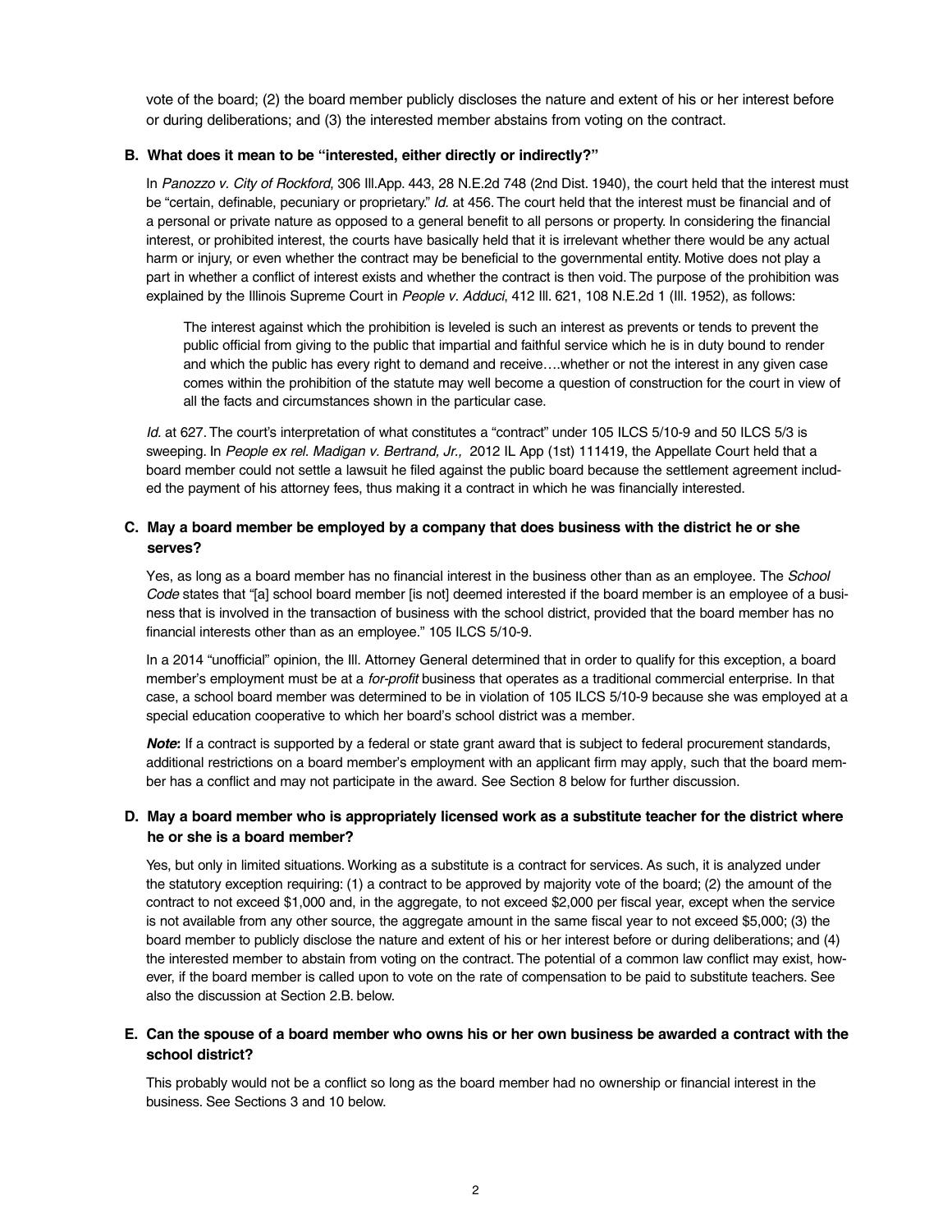vote of the board; (2) the board member publicly discloses the nature and extent of his or her interest before or during deliberations; and (3) the interested member abstains from voting on the contract.

### B. What does it mean to be "interested, either directly or indirectly?"

In *Panozzo v. City of Rockford,* 306 Ill.App. 443, 28 N.E.2d 748 (2nd Dist. 1940), the court held that the interest must be "certain, definable, pecuniary or proprietary." *Id.* at 456. The court held that the interest must be financial and of a personal or private nature as opposed to a general benefit to all persons or property. In considering the financial interest, or prohibited interest, the courts have basically held that it is irrelevant whether there would be any actual harm or injury, or even whether the contract may be beneficial to the governmental entity. Motive does not play a part in whether a conflict of interest exists and whether the contract is then void. The purpose of the prohibition was explained by the Illinois Supreme Court in *People v. Adduci*, 412 Ill. 621, 108 N.E.2d 1 (Ill. 1952), as follows:

> The interest against which the prohibition is leveled is such an interest as prevents or tends to prevent the public official from giving to the public that impartial and faithful service which he is in duty bound to render and which the public has every right to demand and receive….whether or not the interest in any given case comes within the prohibition of the statute may well become a question of construction for the court in view of all the facts and circumstances shown in the particular case.

*Id.* at 627. The court's interpretation of what constitutes a "contract" under 105 ILCS 5/10-9 and 50 ILCS 5/3 is sweeping. In *People ex rel. Madigan v. Bertrand, Jr.,* 2012 IL App (1st) 111419, the Appellate Court held that a board member could not settle a lawsuit he filed against the public board because the settlement agreement included the payment of his attorney fees, thus making it a contract in which he was financially interested.

### C. May a board member be employed by a company that does business with the district he or she serves?

Yes, as long as a board member has no financial interest in the business other than as an employee. The *School Code* states that "[a] school board member [is not] deemed interested if the board member is an employee of a business that is involved in the transaction of business with the school district, provided that the board member has no financial interests other than as an employee." 105 ILCS 5/10-9.

In a 2014 "unofficial" opinion, the Ill. Attorney General determined that in order to qualify for this exception, a board member's employment must be at a *for-profit* business that operates as a traditional commercial enterprise. In that case, a school board member was determined to be in violation of 105 ILCS 5/10-9 because she was employed at a special education cooperative to which her board's school district was a member.

***Note*:** If a contract is supported by a federal or state grant award that is subject to federal procurement standards, additional restrictions on a board member's employment with an applicant firm may apply, such that the board member has a conflict and may not participate in the award. See Section 8 below for further discussion.

### D. May a board member who is appropriately licensed work as a substitute teacher for the district where he or she is a board member?

Yes, but only in limited situations. Working as a substitute is a contract for services. As such, it is analyzed under the statutory exception requiring: (1) a contract to be approved by majority vote of the board; (2) the amount of the contract to not exceed $1,000 and, in the aggregate, to not exceed $2,000 per fiscal year, except when the service is not available from any other source, the aggregate amount in the same fiscal year to not exceed $5,000; (3) the board member to publicly disclose the nature and extent of his or her interest before or during deliberations; and (4) the interested member to abstain from voting on the contract. The potential of a common law conflict may exist, however, if the board member is called upon to vote on the rate of compensation to be paid to substitute teachers. See also the discussion at Section 2.B. below.

### E. Can the spouse of a board member who owns his or her own business be awarded a contract with the school district?

This probably would not be a conflict so long as the board member had no ownership or financial interest in the business. See Sections 3 and 10 below.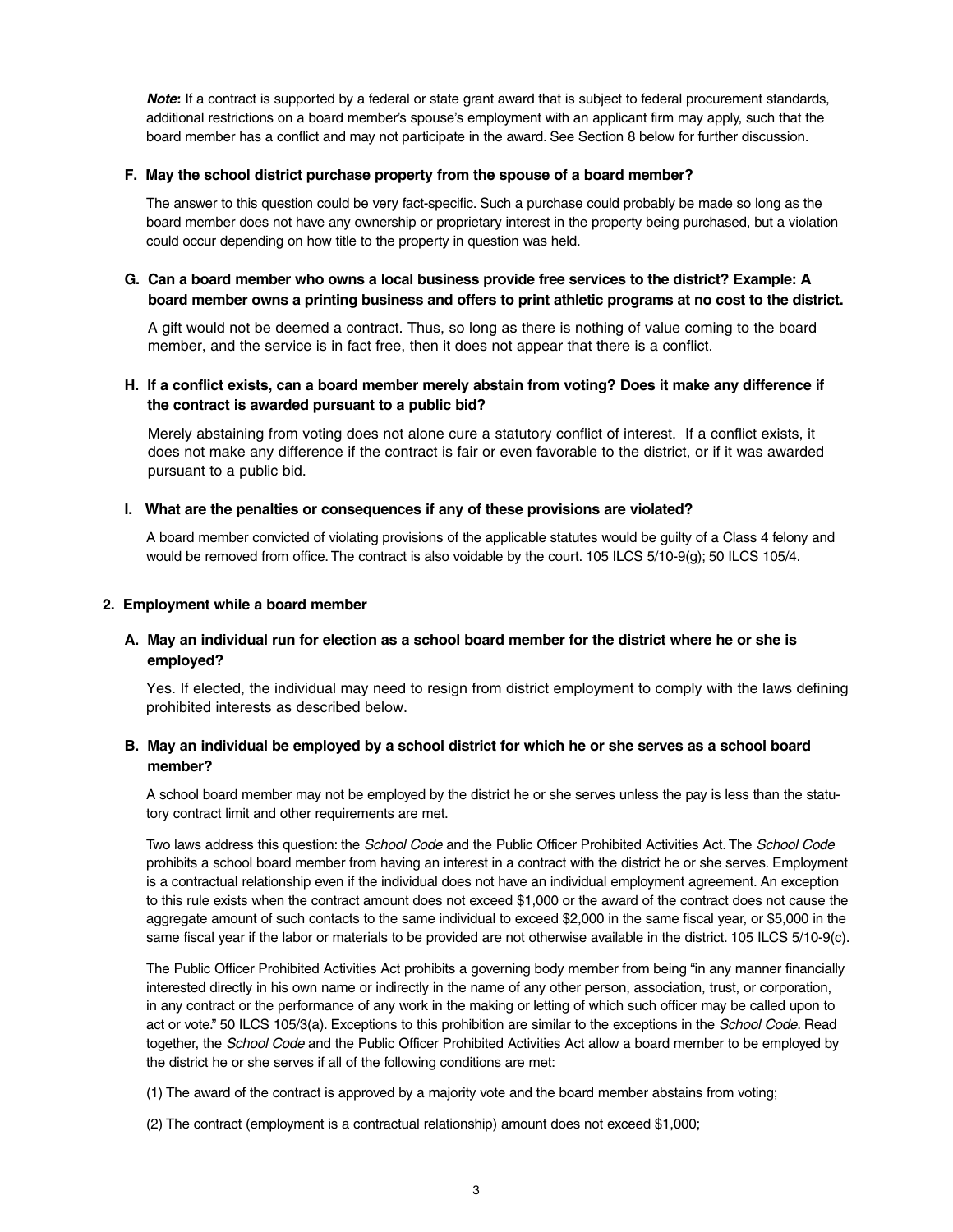***Note*:** If a contract is supported by a federal or state grant award that is subject to federal procurement standards, additional restrictions on a board member's spouse's employment with an applicant firm may apply, such that the board member has a conflict and may not participate in the award. See Section 8 below for further discussion.

#### F. May the school district purchase property from the spouse of a board member?

The answer to this question could be very fact-specific. Such a purchase could probably be made so long as the board member does not have any ownership or proprietary interest in the property being purchased, but a violation could occur depending on how title to the property in question was held.

#### G. Can a board member who owns a local business provide free services to the district? Example: A board member owns a printing business and offers to print athletic programs at no cost to the district.

A gift would not be deemed a contract. Thus, so long as there is nothing of value coming to the board member, and the service is in fact free, then it does not appear that there is a conflict.

#### H. If a conflict exists, can a board member merely abstain from voting? Does it make any difference if the contract is awarded pursuant to a public bid?

Merely abstaining from voting does not alone cure a statutory conflict of interest. If a conflict exists, it does not make any difference if the contract is fair or even favorable to the district, or if it was awarded pursuant to a public bid.

#### I. What are the penalties or consequences if any of these provisions are violated?

A board member convicted of violating provisions of the applicable statutes would be guilty of a Class 4 felony and would be removed from office. The contract is also voidable by the court. 105 ILCS 5/10-9(g); 50 ILCS 105/4.

### 2. Employment while a board member

#### A. May an individual run for election as a school board member for the district where he or she is employed?

Yes. If elected, the individual may need to resign from district employment to comply with the laws defining prohibited interests as described below.

#### B. May an individual be employed by a school district for which he or she serves as a school board member?

A school board member may not be employed by the district he or she serves unless the pay is less than the statutory contract limit and other requirements are met.

Two laws address this question: the *School Code* and the Public Officer Prohibited Activities Act. The *School Code* prohibits a school board member from having an interest in a contract with the district he or she serves. Employment is a contractual relationship even if the individual does not have an individual employment agreement. An exception to this rule exists when the contract amount does not exceed $1,000 or the award of the contract does not cause the aggregate amount of such contacts to the same individual to exceed $2,000 in the same fiscal year, or $5,000 in the same fiscal year if the labor or materials to be provided are not otherwise available in the district. 105 ILCS 5/10-9(c).

The Public Officer Prohibited Activities Act prohibits a governing body member from being "in any manner financially interested directly in his own name or indirectly in the name of any other person, association, trust, or corporation, in any contract or the performance of any work in the making or letting of which such officer may be called upon to act or vote." 50 ILCS 105/3(a). Exceptions to this prohibition are similar to the exceptions in the *School Code*. Read together, the *School Code* and the Public Officer Prohibited Activities Act allow a board member to be employed by the district he or she serves if all of the following conditions are met:

(1) The award of the contract is approved by a majority vote and the board member abstains from voting;

(2) The contract (employment is a contractual relationship) amount does not exceed $1,000;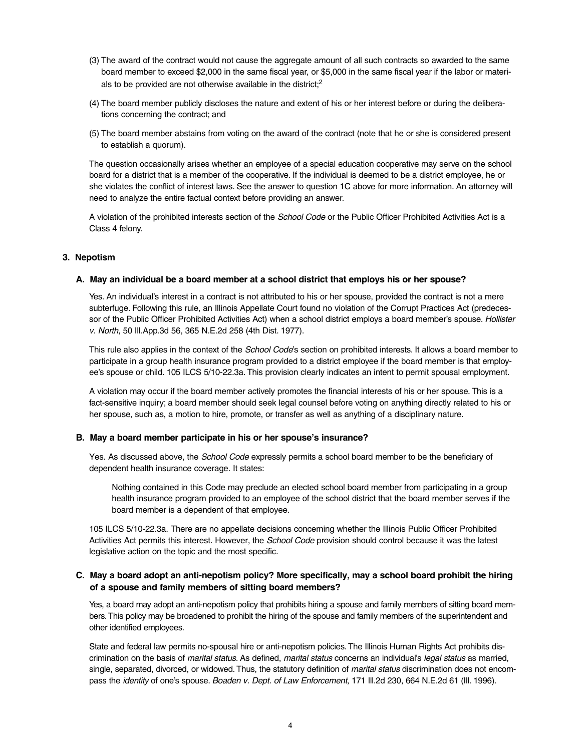(3) The award of the contract would not cause the aggregate amount of all such contracts so awarded to the same board member to exceed $2,000 in the same fiscal year, or $5,000 in the same fiscal year if the labor or materials to be provided are not otherwise available in the district;[2]

(4) The board member publicly discloses the nature and extent of his or her interest before or during the deliberations concerning the contract; and

(5) The board member abstains from voting on the award of the contract (note that he or she is considered present to establish a quorum).

The question occasionally arises whether an employee of a special education cooperative may serve on the school board for a district that is a member of the cooperative. If the individual is deemed to be a district employee, he or she violates the conflict of interest laws. See the answer to question 1C above for more information. An attorney will need to analyze the entire factual context before providing an answer.

A violation of the prohibited interests section of the *School Code* or the Public Officer Prohibited Activities Act is a Class 4 felony.

### 3. Nepotism

#### A. May an individual be a board member at a school district that employs his or her spouse?

Yes. An individual's interest in a contract is not attributed to his or her spouse, provided the contract is not a mere subterfuge. Following this rule, an Illinois Appellate Court found no violation of the Corrupt Practices Act (predecessor of the Public Officer Prohibited Activities Act) when a school district employs a board member's spouse. *Hollister v. North*, 50 Ill.App.3d 56, 365 N.E.2d 258 (4th Dist. 1977).

This rule also applies in the context of the *School Code*'s section on prohibited interests. It allows a board member to participate in a group health insurance program provided to a district employee if the board member is that employee's spouse or child. 105 ILCS 5/10-22.3a. This provision clearly indicates an intent to permit spousal employment.

A violation may occur if the board member actively promotes the financial interests of his or her spouse. This is a fact-sensitive inquiry; a board member should seek legal counsel before voting on anything directly related to his or her spouse, such as, a motion to hire, promote, or transfer as well as anything of a disciplinary nature.

#### B. May a board member participate in his or her spouse's insurance?

Yes. As discussed above, the *School Code* expressly permits a school board member to be the beneficiary of dependent health insurance coverage. It states:

> Nothing contained in this Code may preclude an elected school board member from participating in a group health insurance program provided to an employee of the school district that the board member serves if the board member is a dependent of that employee.

105 ILCS 5/10-22.3a. There are no appellate decisions concerning whether the Illinois Public Officer Prohibited Activities Act permits this interest. However, the *School Code* provision should control because it was the latest legislative action on the topic and the most specific.

#### C. May a board adopt an anti-nepotism policy? More specifically, may a school board prohibit the hiring of a spouse and family members of sitting board members?

Yes, a board may adopt an anti-nepotism policy that prohibits hiring a spouse and family members of sitting board members. This policy may be broadened to prohibit the hiring of the spouse and family members of the superintendent and other identified employees.

State and federal law permits no-spousal hire or anti-nepotism policies. The Illinois Human Rights Act prohibits discrimination on the basis of *marital status*. As defined, *marital status* concerns an individual's *legal status* as married, single, separated, divorced, or widowed. Thus, the statutory definition of *marital status* discrimination does not encompass the *identity* of one's spouse. *Boaden v. Dept. of Law Enforcement*, 171 Ill.2d 230, 664 N.E.2d 61 (Ill. 1996).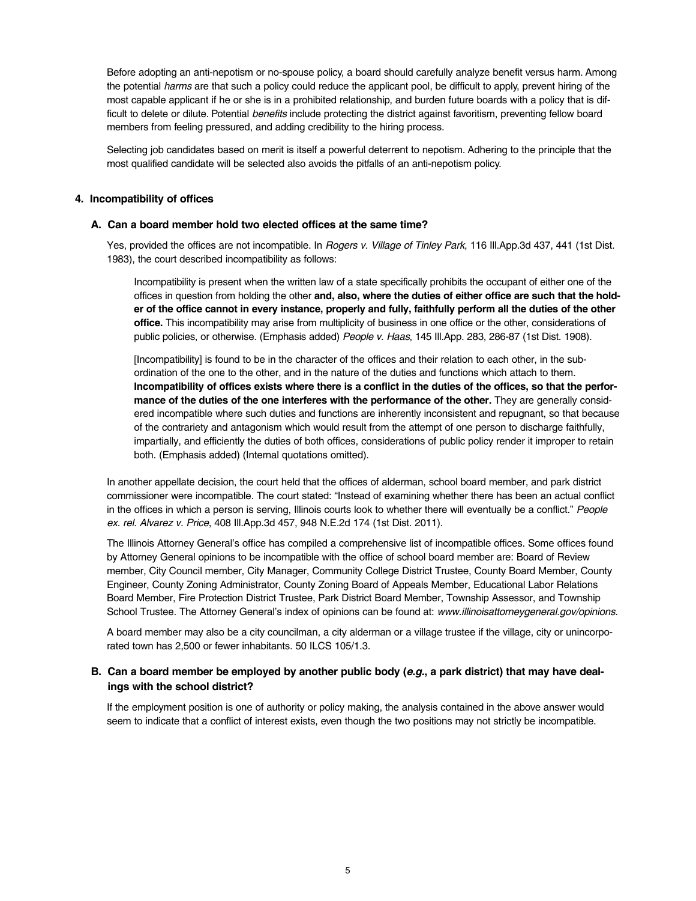Before adopting an anti-nepotism or no-spouse policy, a board should carefully analyze benefit versus harm. Among the potential *harms* are that such a policy could reduce the applicant pool, be difficult to apply, prevent hiring of the most capable applicant if he or she is in a prohibited relationship, and burden future boards with a policy that is difficult to delete or dilute. Potential *benefits* include protecting the district against favoritism, preventing fellow board members from feeling pressured, and adding credibility to the hiring process.

Selecting job candidates based on merit is itself a powerful deterrent to nepotism. Adhering to the principle that the most qualified candidate will be selected also avoids the pitfalls of an anti-nepotism policy.

### 4. Incompatibility of offices

#### A. Can a board member hold two elected offices at the same time?

Yes, provided the offices are not incompatible. In *Rogers v. Village of Tinley Park*, 116 Ill.App.3d 437, 441 (1st Dist. 1983), the court described incompatibility as follows:

> Incompatibility is present when the written law of a state specifically prohibits the occupant of either one of the offices in question from holding the other **and, also, where the duties of either office are such that the holder of the office cannot in every instance, properly and fully, faithfully perform all the duties of the other office.** This incompatibility may arise from multiplicity of business in one office or the other, considerations of public policies, or otherwise. (Emphasis added) *People v. Haas*, 145 Ill.App. 283, 286-87 (1st Dist. 1908).
>
> [Incompatibility] is found to be in the character of the offices and their relation to each other, in the subordination of the one to the other, and in the nature of the duties and functions which attach to them. **Incompatibility of offices exists where there is a conflict in the duties of the offices, so that the performance of the duties of the one interferes with the performance of the other.** They are generally considered incompatible where such duties and functions are inherently inconsistent and repugnant, so that because of the contrariety and antagonism which would result from the attempt of one person to discharge faithfully, impartially, and efficiently the duties of both offices, considerations of public policy render it improper to retain both. (Emphasis added) (Internal quotations omitted).

In another appellate decision, the court held that the offices of alderman, school board member, and park district commissioner were incompatible. The court stated: "Instead of examining whether there has been an actual conflict in the offices in which a person is serving, Illinois courts look to whether there will eventually be a conflict." *People ex. rel. Alvarez v. Price*, 408 Ill.App.3d 457, 948 N.E.2d 174 (1st Dist. 2011).

The Illinois Attorney General's office has compiled a comprehensive list of incompatible offices. Some offices found by Attorney General opinions to be incompatible with the office of school board member are: Board of Review member, City Council member, City Manager, Community College District Trustee, County Board Member, County Engineer, County Zoning Administrator, County Zoning Board of Appeals Member, Educational Labor Relations Board Member, Fire Protection District Trustee, Park District Board Member, Township Assessor, and Township School Trustee. The Attorney General's index of opinions can be found at: *www.illinoisattorneygeneral.gov/opinions*.

A board member may also be a city councilman, a city alderman or a village trustee if the village, city or unincorporated town has 2,500 or fewer inhabitants. 50 ILCS 105/1.3.

#### B. Can a board member be employed by another public body (*e.g.*, a park district) that may have dealings with the school district?

If the employment position is one of authority or policy making, the analysis contained in the above answer would seem to indicate that a conflict of interest exists, even though the two positions may not strictly be incompatible.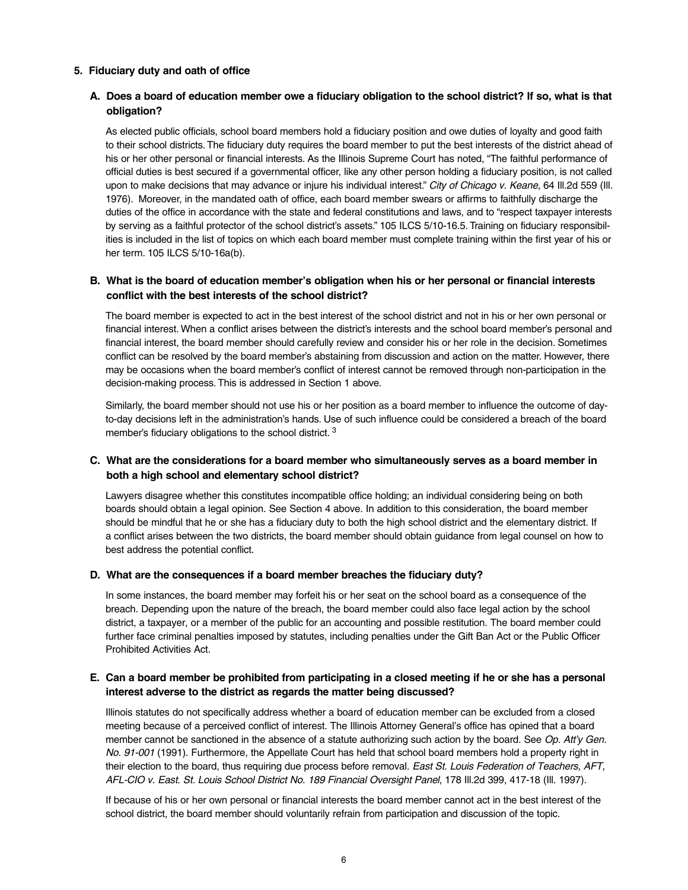## 5. Fiduciary duty and oath of office

### A. Does a board of education member owe a fiduciary obligation to the school district? If so, what is that obligation?

As elected public officials, school board members hold a fiduciary position and owe duties of loyalty and good faith to their school districts. The fiduciary duty requires the board member to put the best interests of the district ahead of his or her other personal or financial interests. As the Illinois Supreme Court has noted, "The faithful performance of official duties is best secured if a governmental officer, like any other person holding a fiduciary position, is not called upon to make decisions that may advance or injure his individual interest." *City of Chicago v. Keane*, 64 Ill.2d 559 (Ill. 1976). Moreover, in the mandated oath of office, each board member swears or affirms to faithfully discharge the duties of the office in accordance with the state and federal constitutions and laws, and to "respect taxpayer interests by serving as a faithful protector of the school district's assets." 105 ILCS 5/10-16.5. Training on fiduciary responsibilities is included in the list of topics on which each board member must complete training within the first year of his or her term. 105 ILCS 5/10-16a(b).

### B. What is the board of education member's obligation when his or her personal or financial interests conflict with the best interests of the school district?

The board member is expected to act in the best interest of the school district and not in his or her own personal or financial interest. When a conflict arises between the district's interests and the school board member's personal and financial interest, the board member should carefully review and consider his or her role in the decision. Sometimes conflict can be resolved by the board member's abstaining from discussion and action on the matter. However, there may be occasions when the board member's conflict of interest cannot be removed through non-participation in the decision-making process. This is addressed in Section 1 above.

Similarly, the board member should not use his or her position as a board member to influence the outcome of day-to-day decisions left in the administration's hands. Use of such influence could be considered a breach of the board member's fiduciary obligations to the school district. [3]

### C. What are the considerations for a board member who simultaneously serves as a board member in both a high school and elementary school district?

Lawyers disagree whether this constitutes incompatible office holding; an individual considering being on both boards should obtain a legal opinion. See Section 4 above. In addition to this consideration, the board member should be mindful that he or she has a fiduciary duty to both the high school district and the elementary district. If a conflict arises between the two districts, the board member should obtain guidance from legal counsel on how to best address the potential conflict.

### D. What are the consequences if a board member breaches the fiduciary duty?

In some instances, the board member may forfeit his or her seat on the school board as a consequence of the breach. Depending upon the nature of the breach, the board member could also face legal action by the school district, a taxpayer, or a member of the public for an accounting and possible restitution. The board member could further face criminal penalties imposed by statutes, including penalties under the Gift Ban Act or the Public Officer Prohibited Activities Act.

### E. Can a board member be prohibited from participating in a closed meeting if he or she has a personal interest adverse to the district as regards the matter being discussed?

Illinois statutes do not specifically address whether a board of education member can be excluded from a closed meeting because of a perceived conflict of interest. The Illinois Attorney General's office has opined that a board member cannot be sanctioned in the absence of a statute authorizing such action by the board. See *Op. Att'y Gen. No. 91-001* (1991). Furthermore, the Appellate Court has held that school board members hold a property right in their election to the board, thus requiring due process before removal. *East St. Louis Federation of Teachers, AFT, AFL-CIO v. East. St. Louis School District No. 189 Financial Oversight Panel*, 178 Ill.2d 399, 417-18 (Ill. 1997).

If because of his or her own personal or financial interests the board member cannot act in the best interest of the school district, the board member should voluntarily refrain from participation and discussion of the topic.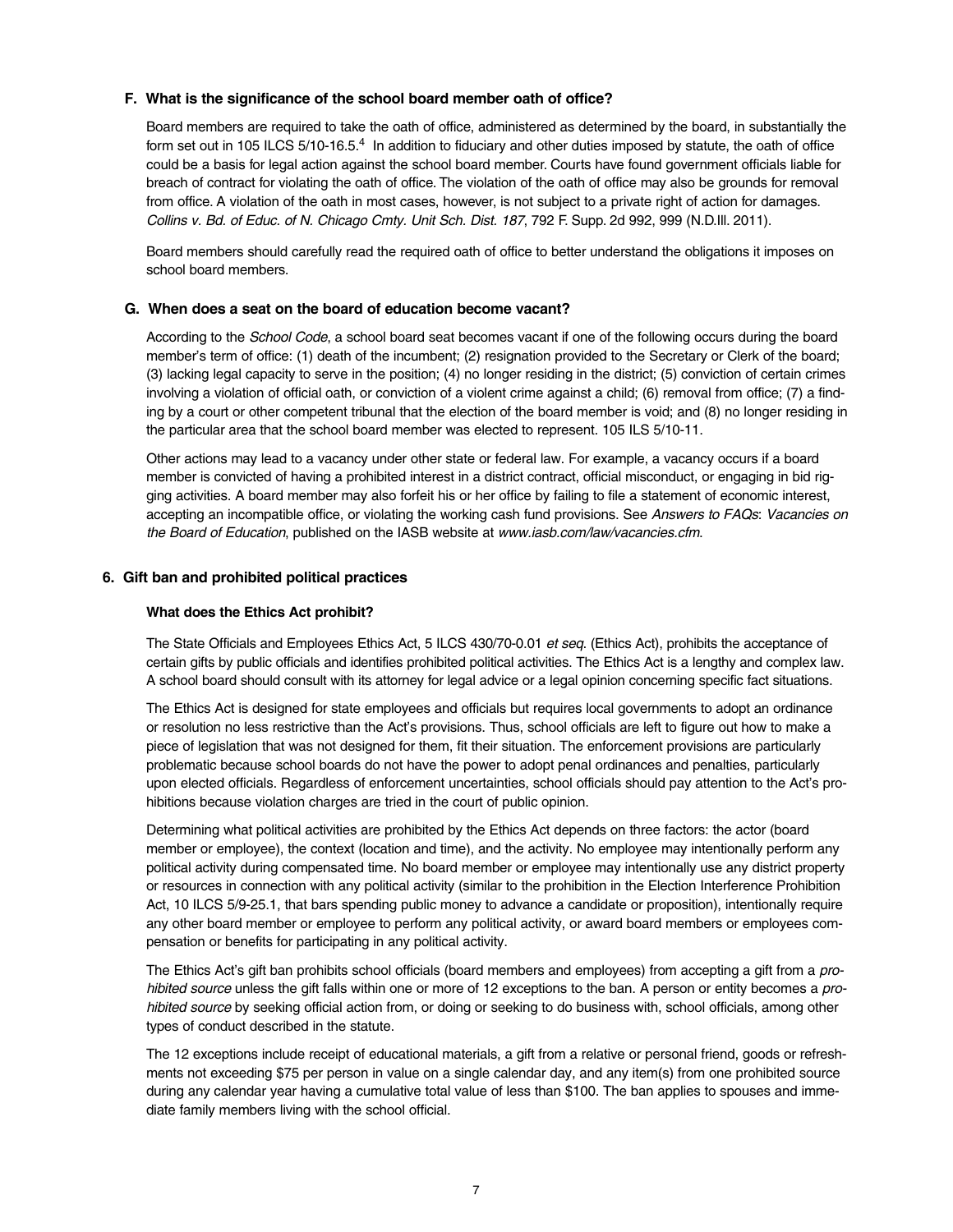### F. What is the significance of the school board member oath of office?

Board members are required to take the oath of office, administered as determined by the board, in substantially the form set out in 105 ILCS 5/10-16.5.[4] In addition to fiduciary and other duties imposed by statute, the oath of office could be a basis for legal action against the school board member. Courts have found government officials liable for breach of contract for violating the oath of office. The violation of the oath of office may also be grounds for removal from office. A violation of the oath in most cases, however, is not subject to a private right of action for damages. *Collins v. Bd. of Educ. of N. Chicago Cmty. Unit Sch. Dist. 187*, 792 F. Supp. 2d 992, 999 (N.D.Ill. 2011).

Board members should carefully read the required oath of office to better understand the obligations it imposes on school board members.

### G. When does a seat on the board of education become vacant?

According to the *School Code*, a school board seat becomes vacant if one of the following occurs during the board member's term of office: (1) death of the incumbent; (2) resignation provided to the Secretary or Clerk of the board; (3) lacking legal capacity to serve in the position; (4) no longer residing in the district; (5) conviction of certain crimes involving a violation of official oath, or conviction of a violent crime against a child; (6) removal from office; (7) a finding by a court or other competent tribunal that the election of the board member is void; and (8) no longer residing in the particular area that the school board member was elected to represent. 105 ILS 5/10-11.

Other actions may lead to a vacancy under other state or federal law. For example, a vacancy occurs if a board member is convicted of having a prohibited interest in a district contract, official misconduct, or engaging in bid rigging activities. A board member may also forfeit his or her office by failing to file a statement of economic interest, accepting an incompatible office, or violating the working cash fund provisions. See *Answers to FAQs*: *Vacancies on the Board of Education*, published on the IASB website at *www.iasb.com/law/vacancies.cfm*.

## 6. Gift ban and prohibited political practices

#### What does the Ethics Act prohibit?

The State Officials and Employees Ethics Act, 5 ILCS 430/70-0.01 *et seq*. (Ethics Act), prohibits the acceptance of certain gifts by public officials and identifies prohibited political activities. The Ethics Act is a lengthy and complex law. A school board should consult with its attorney for legal advice or a legal opinion concerning specific fact situations.

The Ethics Act is designed for state employees and officials but requires local governments to adopt an ordinance or resolution no less restrictive than the Act's provisions. Thus, school officials are left to figure out how to make a piece of legislation that was not designed for them, fit their situation. The enforcement provisions are particularly problematic because school boards do not have the power to adopt penal ordinances and penalties, particularly upon elected officials. Regardless of enforcement uncertainties, school officials should pay attention to the Act's prohibitions because violation charges are tried in the court of public opinion.

Determining what political activities are prohibited by the Ethics Act depends on three factors: the actor (board member or employee), the context (location and time), and the activity. No employee may intentionally perform any political activity during compensated time. No board member or employee may intentionally use any district property or resources in connection with any political activity (similar to the prohibition in the Election Interference Prohibition Act, 10 ILCS 5/9-25.1, that bars spending public money to advance a candidate or proposition), intentionally require any other board member or employee to perform any political activity, or award board members or employees compensation or benefits for participating in any political activity.

The Ethics Act's gift ban prohibits school officials (board members and employees) from accepting a gift from a *prohibited source* unless the gift falls within one or more of 12 exceptions to the ban. A person or entity becomes a *prohibited source* by seeking official action from, or doing or seeking to do business with, school officials, among other types of conduct described in the statute.

The 12 exceptions include receipt of educational materials, a gift from a relative or personal friend, goods or refreshments not exceeding $75 per person in value on a single calendar day, and any item(s) from one prohibited source during any calendar year having a cumulative total value of less than $100. The ban applies to spouses and immediate family members living with the school official.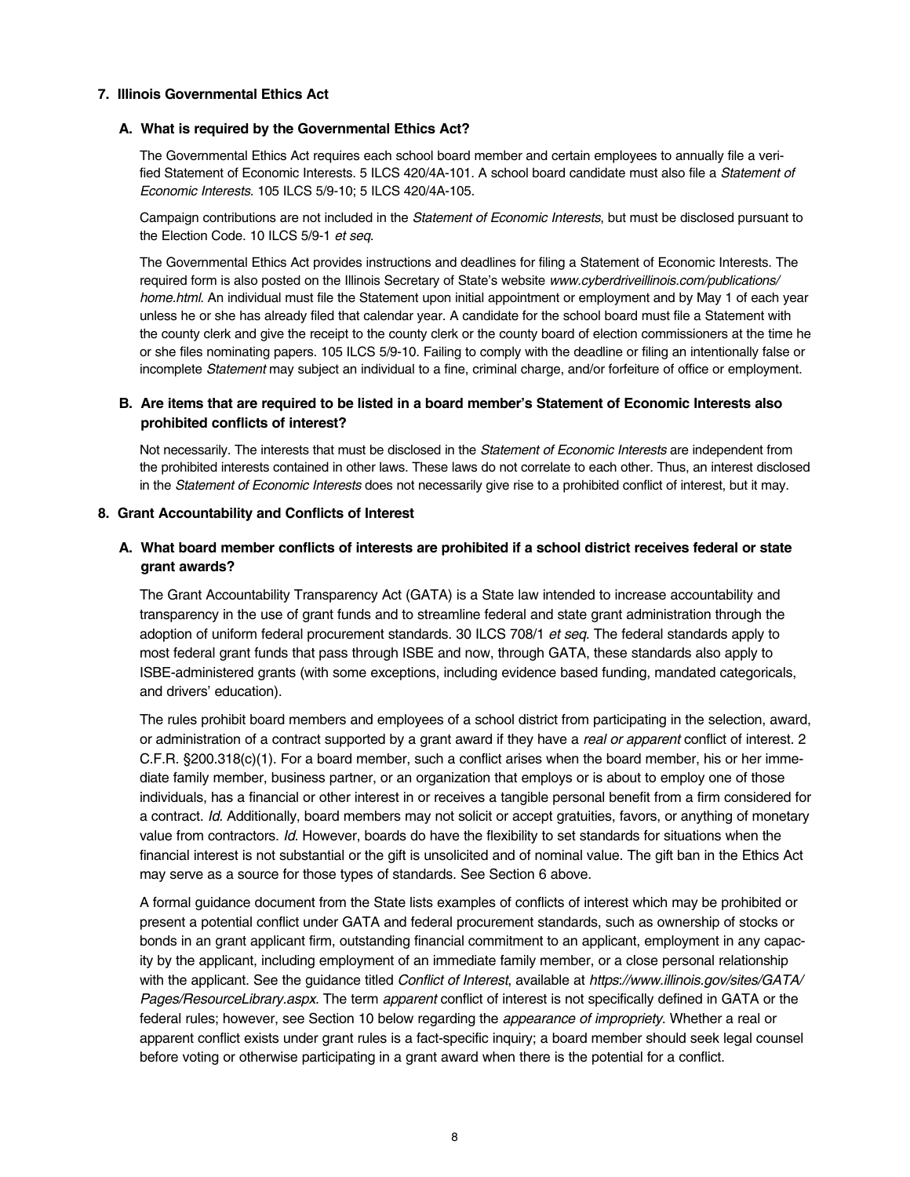### 7. Illinois Governmental Ethics Act

#### A. What is required by the Governmental Ethics Act?

The Governmental Ethics Act requires each school board member and certain employees to annually file a verified Statement of Economic Interests. 5 ILCS 420/4A-101. A school board candidate must also file a *Statement of Economic Interests*. 105 ILCS 5/9-10; 5 ILCS 420/4A-105.

Campaign contributions are not included in the *Statement of Economic Interests*, but must be disclosed pursuant to the Election Code. 10 ILCS 5/9-1 *et seq*.

The Governmental Ethics Act provides instructions and deadlines for filing a Statement of Economic Interests. The required form is also posted on the Illinois Secretary of State's website *www.cyberdriveillinois.com/publications/home.html*. An individual must file the Statement upon initial appointment or employment and by May 1 of each year unless he or she has already filed that calendar year. A candidate for the school board must file a Statement with the county clerk and give the receipt to the county clerk or the county board of election commissioners at the time he or she files nominating papers. 105 ILCS 5/9-10. Failing to comply with the deadline or filing an intentionally false or incomplete *Statement* may subject an individual to a fine, criminal charge, and/or forfeiture of office or employment.

#### B. Are items that are required to be listed in a board member's Statement of Economic Interests also prohibited conflicts of interest?

Not necessarily. The interests that must be disclosed in the *Statement of Economic Interests* are independent from the prohibited interests contained in other laws. These laws do not correlate to each other. Thus, an interest disclosed in the *Statement of Economic Interests* does not necessarily give rise to a prohibited conflict of interest, but it may.

### 8. Grant Accountability and Conflicts of Interest

#### A. What board member conflicts of interests are prohibited if a school district receives federal or state grant awards?

The Grant Accountability Transparency Act (GATA) is a State law intended to increase accountability and transparency in the use of grant funds and to streamline federal and state grant administration through the adoption of uniform federal procurement standards. 30 ILCS 708/1 *et seq*. The federal standards apply to most federal grant funds that pass through ISBE and now, through GATA, these standards also apply to ISBE-administered grants (with some exceptions, including evidence based funding, mandated categoricals, and drivers' education).

The rules prohibit board members and employees of a school district from participating in the selection, award, or administration of a contract supported by a grant award if they have a *real or apparent* conflict of interest. 2 C.F.R. §200.318(c)(1). For a board member, such a conflict arises when the board member, his or her immediate family member, business partner, or an organization that employs or is about to employ one of those individuals, has a financial or other interest in or receives a tangible personal benefit from a firm considered for a contract. *Id*. Additionally, board members may not solicit or accept gratuities, favors, or anything of monetary value from contractors. *Id.* However, boards do have the flexibility to set standards for situations when the financial interest is not substantial or the gift is unsolicited and of nominal value. The gift ban in the Ethics Act may serve as a source for those types of standards. See Section 6 above.

A formal guidance document from the State lists examples of conflicts of interest which may be prohibited or present a potential conflict under GATA and federal procurement standards, such as ownership of stocks or bonds in an grant applicant firm, outstanding financial commitment to an applicant, employment in any capacity by the applicant, including employment of an immediate family member, or a close personal relationship with the applicant. See the guidance titled *Conflict of Interest*, available at *https://www.illinois.gov/sites/GATA/Pages/ResourceLibrary.aspx.* The term *apparent* conflict of interest is not specifically defined in GATA or the federal rules; however, see Section 10 below regarding the *appearance of impropriety*. Whether a real or apparent conflict exists under grant rules is a fact-specific inquiry; a board member should seek legal counsel before voting or otherwise participating in a grant award when there is the potential for a conflict.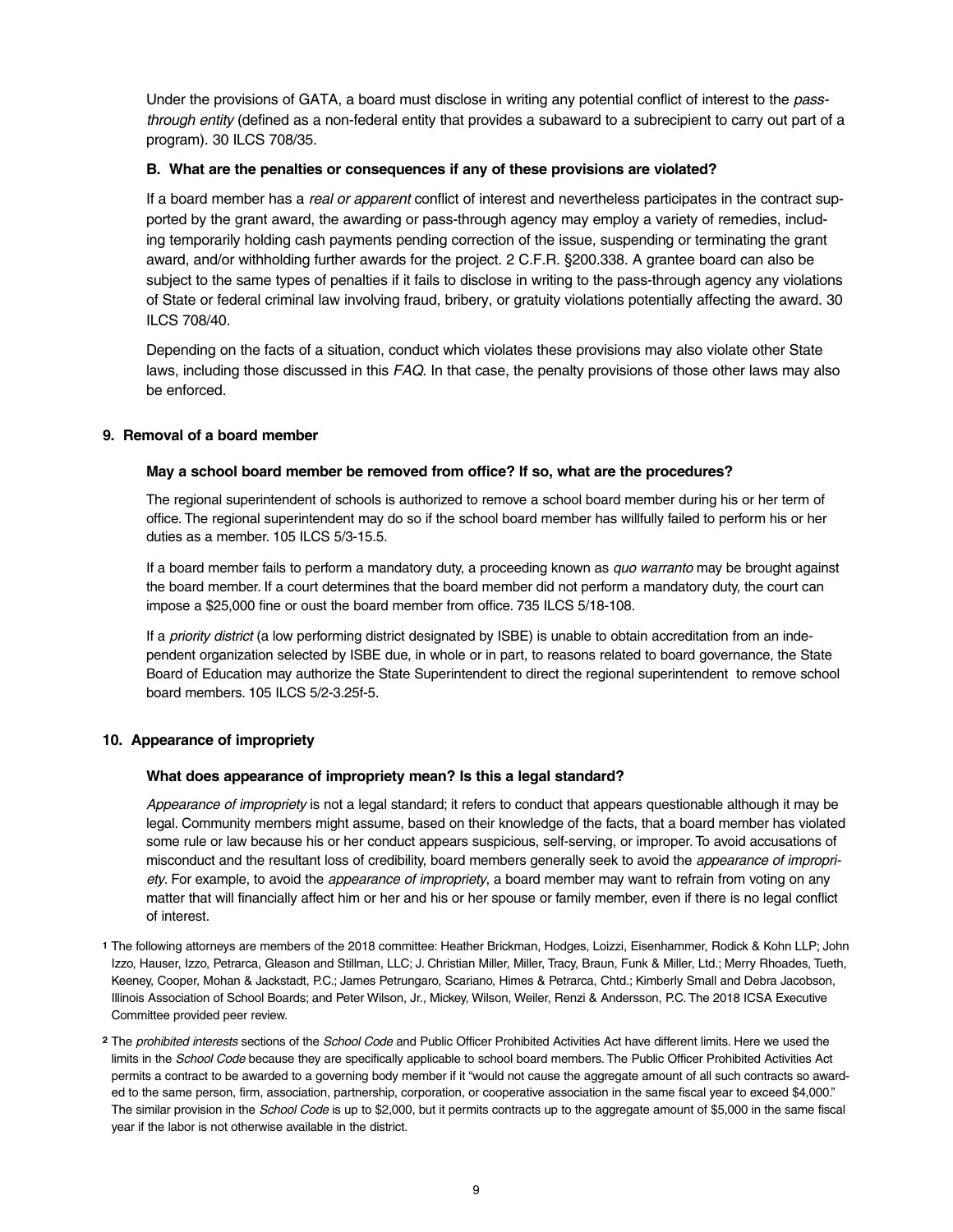Under the provisions of GATA, a board must disclose in writing any potential conflict of interest to the *pass-through entity* (defined as a non-federal entity that provides a subaward to a subrecipient to carry out part of a program). 30 ILCS 708/35.

**B. What are the penalties or consequences if any of these provisions are violated?**

If a board member has a *real or apparent* conflict of interest and nevertheless participates in the contract supported by the grant award, the awarding or pass-through agency may employ a variety of remedies, including temporarily holding cash payments pending correction of the issue, suspending or terminating the grant award, and/or withholding further awards for the project. 2 C.F.R. §200.338. A grantee board can also be subject to the same types of penalties if it fails to disclose in writing to the pass-through agency any violations of State or federal criminal law involving fraud, bribery, or gratuity violations potentially affecting the award. 30 ILCS 708/40.

Depending on the facts of a situation, conduct which violates these provisions may also violate other State laws, including those discussed in this *FAQ*. In that case, the penalty provisions of those other laws may also be enforced.

## 9. Removal of a board member

**May a school board member be removed from office? If so, what are the procedures?**

The regional superintendent of schools is authorized to remove a school board member during his or her term of office. The regional superintendent may do so if the school board member has willfully failed to perform his or her duties as a member. 105 ILCS 5/3-15.5.

If a board member fails to perform a mandatory duty, a proceeding known as *quo warranto* may be brought against the board member. If a court determines that the board member did not perform a mandatory duty, the court can impose a $25,000 fine or oust the board member from office. 735 ILCS 5/18-108.

If a *priority district* (a low performing district designated by ISBE) is unable to obtain accreditation from an independent organization selected by ISBE due, in whole or in part, to reasons related to board governance, the State Board of Education may authorize the State Superintendent to direct the regional superintendent to remove school board members. 105 ILCS 5/2-3.25f-5.

## 10. Appearance of impropriety

**What does appearance of impropriety mean? Is this a legal standard?**

*Appearance of impropriety* is not a legal standard; it refers to conduct that appears questionable although it may be legal. Community members might assume, based on their knowledge of the facts, that a board member has violated some rule or law because his or her conduct appears suspicious, self-serving, or improper. To avoid accusations of misconduct and the resultant loss of credibility, board members generally seek to avoid the *appearance of impropriety*. For example, to avoid the *appearance of impropriety*, a board member may want to refrain from voting on any matter that will financially affect him or her and his or her spouse or family member, even if there is no legal conflict of interest.

---

[1] The following attorneys are members of the 2018 committee: Heather Brickman, Hodges, Loizzi, Eisenhammer, Rodick & Kohn LLP; John Izzo, Hauser, Izzo, Petrarca, Gleason and Stillman, LLC; J. Christian Miller, Miller, Tracy, Braun, Funk & Miller, Ltd.; Merry Rhoades, Tueth, Keeney, Cooper, Mohan & Jackstadt, P.C.; James Petrungaro, Scariano, Himes & Petrarca, Chtd.; Kimberly Small and Debra Jacobson, Illinois Association of School Boards; and Peter Wilson, Jr., Mickey, Wilson, Weiler, Renzi & Andersson, P.C. The 2018 ICSA Executive Committee provided peer review.

[2] The *prohibited interests* sections of the *School Code* and Public Officer Prohibited Activities Act have different limits. Here we used the limits in the *School Code* because they are specifically applicable to school board members. The Public Officer Prohibited Activities Act permits a contract to be awarded to a governing body member if it "would not cause the aggregate amount of all such contracts so awarded to the same person, firm, association, partnership, corporation, or cooperative association in the same fiscal year to exceed $4,000." The similar provision in the *School Code* is up to $2,000, but it permits contracts up to the aggregate amount of $5,000 in the same fiscal year if the labor is not otherwise available in the district.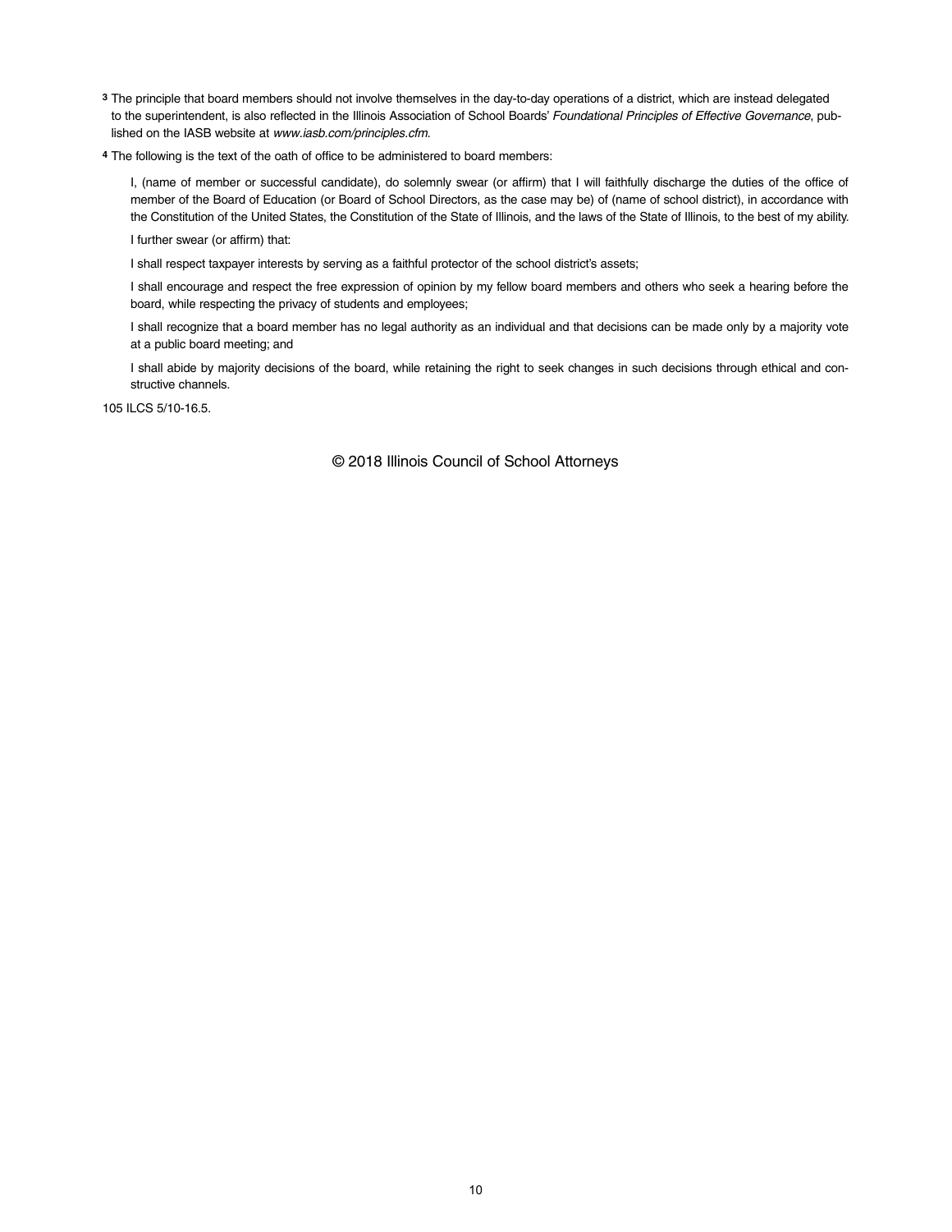[3] The principle that board members should not involve themselves in the day-to-day operations of a district, which are instead delegated to the superintendent, is also reflected in the Illinois Association of School Boards' *Foundational Principles of Effective Governance*, published on the IASB website at *www.iasb.com/principles.cfm*.

[4] The following is the text of the oath of office to be administered to board members:

> I, (name of member or successful candidate), do solemnly swear (or affirm) that I will faithfully discharge the duties of the office of member of the Board of Education (or Board of School Directors, as the case may be) of (name of school district), in accordance with the Constitution of the United States, the Constitution of the State of Illinois, and the laws of the State of Illinois, to the best of my ability.
>
> I further swear (or affirm) that:
>
> I shall respect taxpayer interests by serving as a faithful protector of the school district's assets;
>
> I shall encourage and respect the free expression of opinion by my fellow board members and others who seek a hearing before the board, while respecting the privacy of students and employees;
>
> I shall recognize that a board member has no legal authority as an individual and that decisions can be made only by a majority vote at a public board meeting; and
>
> I shall abide by majority decisions of the board, while retaining the right to seek changes in such decisions through ethical and constructive channels.

105 ILCS 5/10-16.5.

© 2018 Illinois Council of School Attorneys